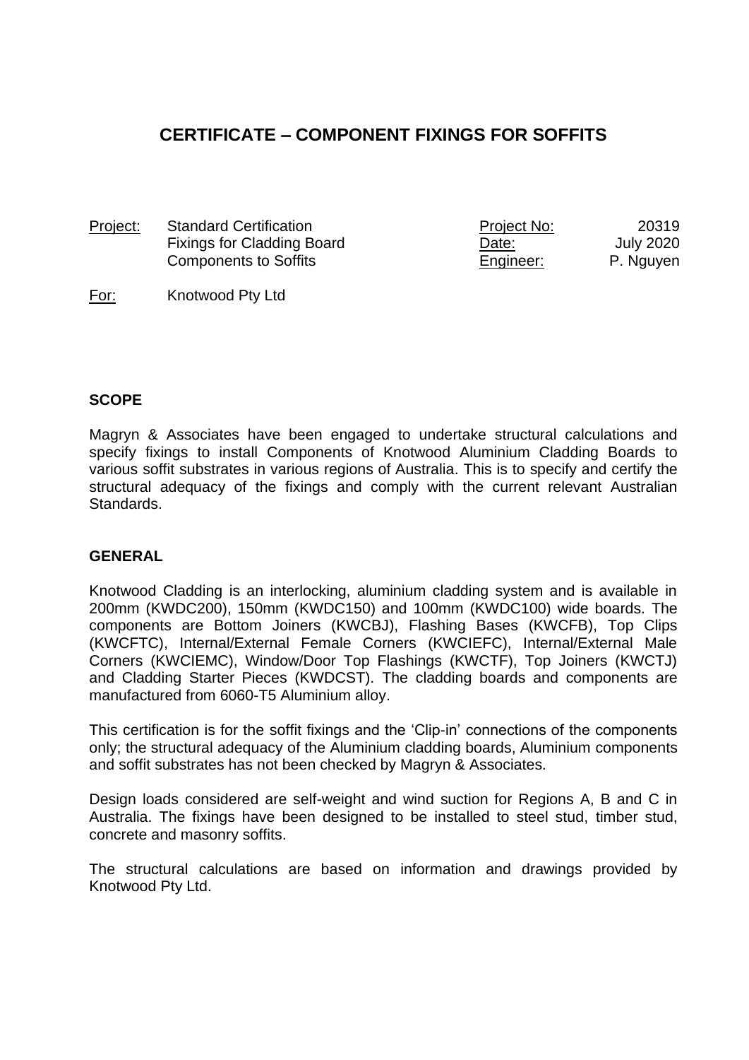# CERTIFICATE – COMPONENT FIXINGS FOR SOFFITS

| | | | |
|---|---|---|---|
| Project: | Standard Certification<br>Fixings for Cladding Board<br>Components to Soffits | Project No:<br>Date:<br>Engineer: | 20319<br>July 2020<br>P. Nguyen |
| For: | Knotwood Pty Ltd | | |

## SCOPE

Magryn & Associates have been engaged to undertake structural calculations and specify fixings to install Components of Knotwood Aluminium Cladding Boards to various soffit substrates in various regions of Australia. This is to specify and certify the structural adequacy of the fixings and comply with the current relevant Australian Standards.

## GENERAL

Knotwood Cladding is an interlocking, aluminium cladding system and is available in 200mm (KWDC200), 150mm (KWDC150) and 100mm (KWDC100) wide boards. The components are Bottom Joiners (KWCBJ), Flashing Bases (KWCFB), Top Clips (KWCFTC), Internal/External Female Corners (KWCIEFC), Internal/External Male Corners (KWCIEMC), Window/Door Top Flashings (KWCTF), Top Joiners (KWCTJ) and Cladding Starter Pieces (KWDCST). The cladding boards and components are manufactured from 6060-T5 Aluminium alloy.

This certification is for the soffit fixings and the 'Clip-in' connections of the components only; the structural adequacy of the Aluminium cladding boards, Aluminium components and soffit substrates has not been checked by Magryn & Associates.

Design loads considered are self-weight and wind suction for Regions A, B and C in Australia. The fixings have been designed to be installed to steel stud, timber stud, concrete and masonry soffits.

The structural calculations are based on information and drawings provided by Knotwood Pty Ltd.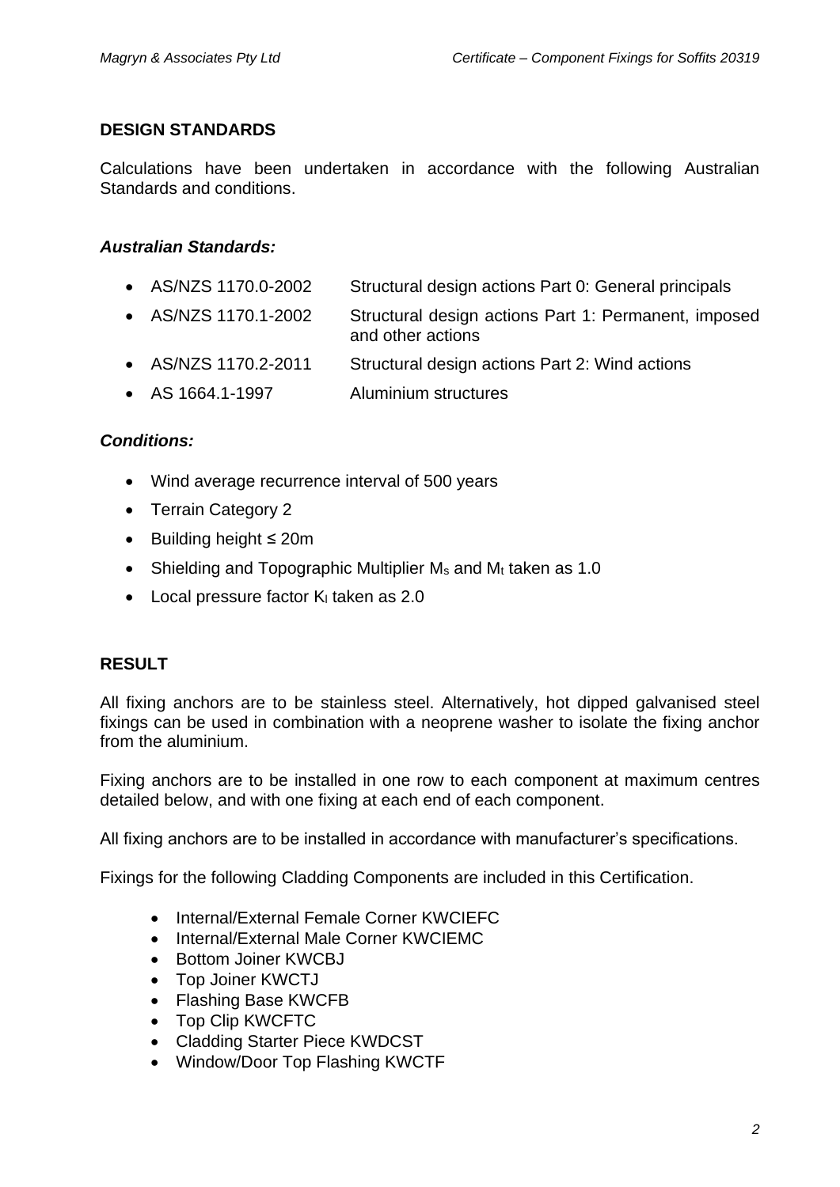## DESIGN STANDARDS

Calculations have been undertaken in accordance with the following Australian Standards and conditions.

### *Australian Standards:*

- AS/NZS 1170.0-2002 Structural design actions Part 0: General principals
- AS/NZS 1170.1-2002 Structural design actions Part 1: Permanent, imposed and other actions
- AS/NZS 1170.2-2011 Structural design actions Part 2: Wind actions
- AS 1664.1-1997 Aluminium structures

### *Conditions:*

- Wind average recurrence interval of 500 years
- Terrain Category 2
- Building height ≤ 20m
- Shielding and Topographic Multiplier $M_s$ and $M_t$ taken as 1.0
- Local pressure factor $K_l$ taken as 2.0

## RESULT

All fixing anchors are to be stainless steel. Alternatively, hot dipped galvanised steel fixings can be used in combination with a neoprene washer to isolate the fixing anchor from the aluminium.

Fixing anchors are to be installed in one row to each component at maximum centres detailed below, and with one fixing at each end of each component.

All fixing anchors are to be installed in accordance with manufacturer's specifications.

Fixings for the following Cladding Components are included in this Certification.

- Internal/External Female Corner KWCIEFC
- Internal/External Male Corner KWCIEMC
- Bottom Joiner KWCBJ
- Top Joiner KWCTJ
- Flashing Base KWCFB
- Top Clip KWCFTC
- Cladding Starter Piece KWDCST
- Window/Door Top Flashing KWCTF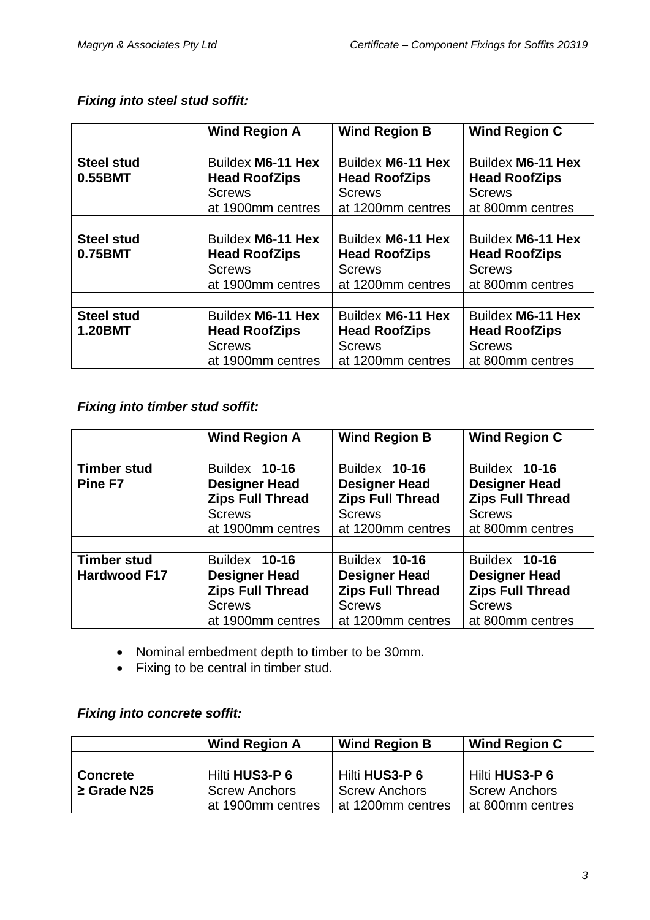***Fixing into steel stud soffit:***

| | **Wind Region A** | **Wind Region B** | **Wind Region C** |
|---|---|---|---|
| | | | |
| **Steel stud 0.55BMT** | Buildex **M6-11 Hex Head RoofZips** Screws at 1900mm centres | Buildex **M6-11 Hex Head RoofZips** Screws at 1200mm centres | Buildex **M6-11 Hex Head RoofZips** Screws at 800mm centres |
| | | | |
| **Steel stud 0.75BMT** | Buildex **M6-11 Hex Head RoofZips** Screws at 1900mm centres | Buildex **M6-11 Hex Head RoofZips** Screws at 1200mm centres | Buildex **M6-11 Hex Head RoofZips** Screws at 800mm centres |
| | | | |
| **Steel stud 1.20BMT** | Buildex **M6-11 Hex Head RoofZips** Screws at 1900mm centres | Buildex **M6-11 Hex Head RoofZips** Screws at 1200mm centres | Buildex **M6-11 Hex Head RoofZips** Screws at 800mm centres |

***Fixing into timber stud soffit:***

| | **Wind Region A** | **Wind Region B** | **Wind Region C** |
|---|---|---|---|
| | | | |
| **Timber stud Pine F7** | Buildex **10-16 Designer Head Zips Full Thread** Screws at 1900mm centres | Buildex **10-16 Designer Head Zips Full Thread** Screws at 1200mm centres | Buildex **10-16 Designer Head Zips Full Thread** Screws at 800mm centres |
| | | | |
| **Timber stud Hardwood F17** | Buildex **10-16 Designer Head Zips Full Thread** Screws at 1900mm centres | Buildex **10-16 Designer Head Zips Full Thread** Screws at 1200mm centres | Buildex **10-16 Designer Head Zips Full Thread** Screws at 800mm centres |

- Nominal embedment depth to timber to be 30mm.
- Fixing to be central in timber stud.

***Fixing into concrete soffit:***

| | **Wind Region A** | **Wind Region B** | **Wind Region C** |
|---|---|---|---|
| | | | |
| **Concrete ≥ Grade N25** | Hilti **HUS3-P 6** Screw Anchors at 1900mm centres | Hilti **HUS3-P 6** Screw Anchors at 1200mm centres | Hilti **HUS3-P 6** Screw Anchors at 800mm centres |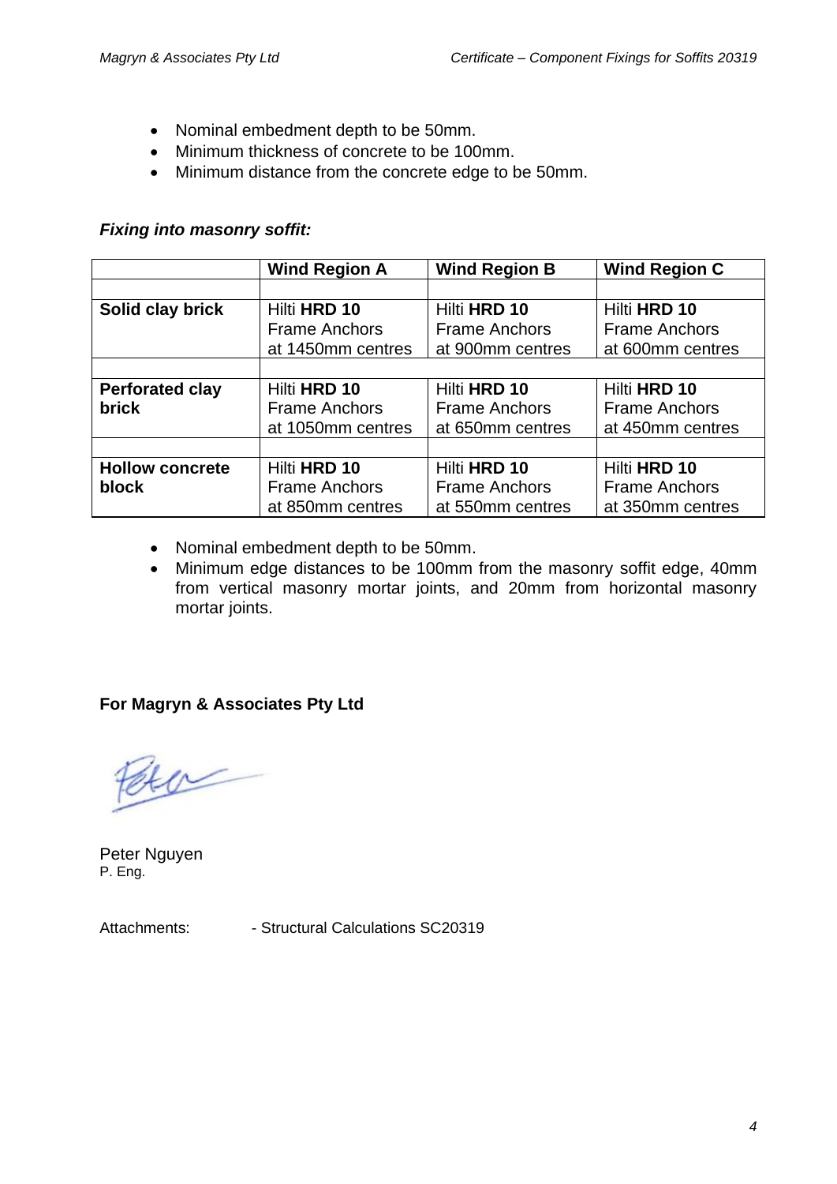- Nominal embedment depth to be 50mm.
- Minimum thickness of concrete to be 100mm.
- Minimum distance from the concrete edge to be 50mm.

***Fixing into masonry soffit:***

| | **Wind Region A** | **Wind Region B** | **Wind Region C** |
|---|---|---|---|
| **Solid clay brick** | Hilti **HRD 10** Frame Anchors at 1450mm centres | Hilti **HRD 10** Frame Anchors at 900mm centres | Hilti **HRD 10** Frame Anchors at 600mm centres |
| **Perforated clay brick** | Hilti **HRD 10** Frame Anchors at 1050mm centres | Hilti **HRD 10** Frame Anchors at 650mm centres | Hilti **HRD 10** Frame Anchors at 450mm centres |
| **Hollow concrete block** | Hilti **HRD 10** Frame Anchors at 850mm centres | Hilti **HRD 10** Frame Anchors at 550mm centres | Hilti **HRD 10** Frame Anchors at 350mm centres |

- Nominal embedment depth to be 50mm.
- Minimum edge distances to be 100mm from the masonry soffit edge, 40mm from vertical masonry mortar joints, and 20mm from horizontal masonry mortar joints.

**For Magryn & Associates Pty Ltd**

Peter Nguyen
P. Eng.

Attachments: - Structural Calculations SC20319